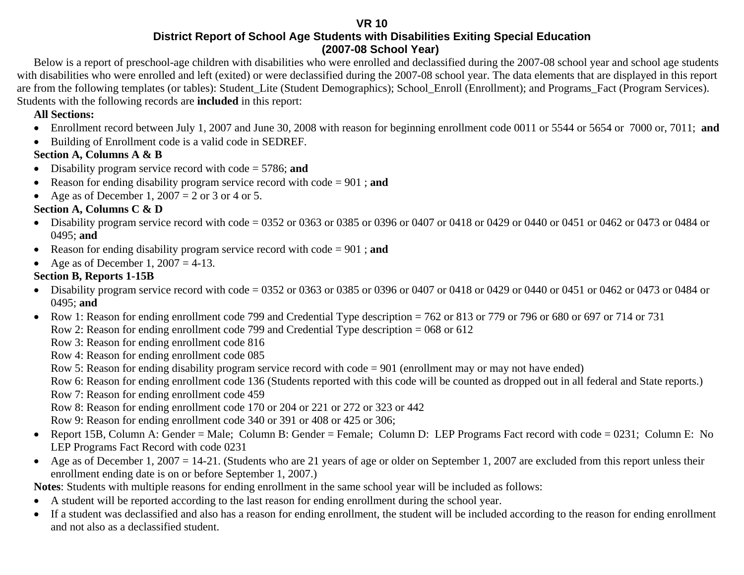# VR 10
## District Report of School Age Students with Disabilities Exiting Special Education
## (2007-08 School Year)

Below is a report of preschool-age children with disabilities who were enrolled and declassified during the 2007-08 school year and school age students with disabilities who were enrolled and left (exited) or were declassified during the 2007-08 school year. The data elements that are displayed in this report are from the following templates (or tables): Student_Lite (Student Demographics); School_Enroll (Enrollment); and Programs_Fact (Program Services). Students with the following records are **included** in this report:

**All Sections:**

- Enrollment record between July 1, 2007 and June 30, 2008 with reason for beginning enrollment code 0011 or 5544 or 5654 or 7000 or, 7011; **and**
- Building of Enrollment code is a valid code in SEDREF.

**Section A, Columns A & B**

- Disability program service record with code = 5786; **and**
- Reason for ending disability program service record with code = 901 ; **and**
- Age as of December 1, 2007 = 2 or 3 or 4 or 5.

**Section A, Columns C & D**

- Disability program service record with code = 0352 or 0363 or 0385 or 0396 or 0407 or 0418 or 0429 or 0440 or 0451 or 0462 or 0473 or 0484 or 0495; **and**
- Reason for ending disability program service record with code = 901 ; **and**
- Age as of December 1, 2007 = 4-13.

**Section B, Reports 1-15B**

- Disability program service record with code = 0352 or 0363 or 0385 or 0396 or 0407 or 0418 or 0429 or 0440 or 0451 or 0462 or 0473 or 0484 or 0495; **and**
- Row 1: Reason for ending enrollment code 799 and Credential Type description = 762 or 813 or 779 or 796 or 680 or 697 or 714 or 731
  Row 2: Reason for ending enrollment code 799 and Credential Type description = 068 or 612
  Row 3: Reason for ending enrollment code 816
  Row 4: Reason for ending enrollment code 085
  Row 5: Reason for ending disability program service record with code = 901 (enrollment may or may not have ended)
  Row 6: Reason for ending enrollment code 136 (Students reported with this code will be counted as dropped out in all federal and State reports.)
  Row 7: Reason for ending enrollment code 459
  Row 8: Reason for ending enrollment code 170 or 204 or 221 or 272 or 323 or 442
  Row 9: Reason for ending enrollment code 340 or 391 or 408 or 425 or 306;
- Report 15B, Column A: Gender = Male; Column B: Gender = Female; Column D: LEP Programs Fact record with code = 0231; Column E: No LEP Programs Fact Record with code 0231
- Age as of December 1, 2007 = 14-21. (Students who are 21 years of age or older on September 1, 2007 are excluded from this report unless their enrollment ending date is on or before September 1, 2007.)

**Notes**: Students with multiple reasons for ending enrollment in the same school year will be included as follows:

- A student will be reported according to the last reason for ending enrollment during the school year.
- If a student was declassified and also has a reason for ending enrollment, the student will be included according to the reason for ending enrollment and not also as a declassified student.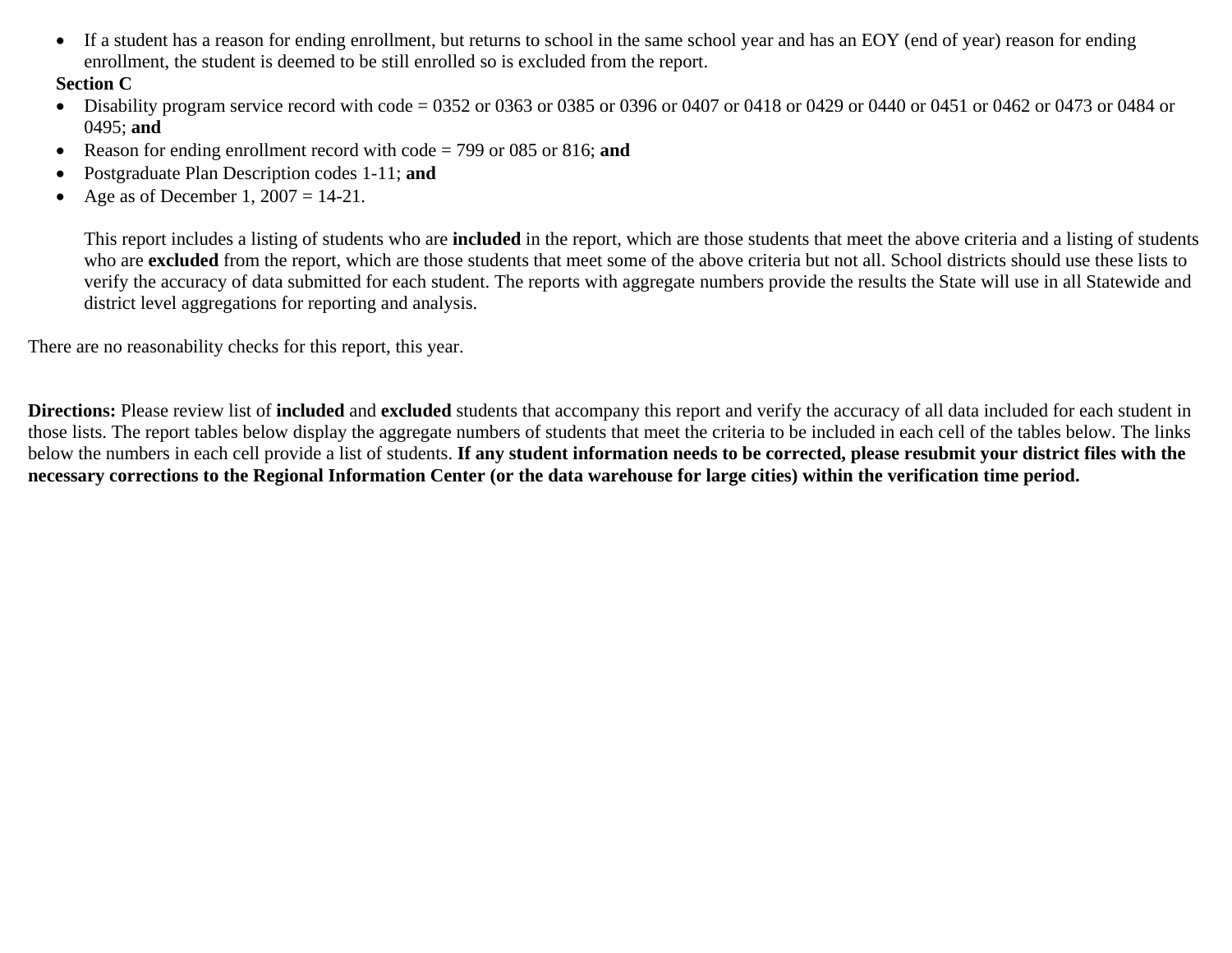- If a student has a reason for ending enrollment, but returns to school in the same school year and has an EOY (end of year) reason for ending enrollment, the student is deemed to be still enrolled so is excluded from the report.

**Section C**

- Disability program service record with code = 0352 or 0363 or 0385 or 0396 or 0407 or 0418 or 0429 or 0440 or 0451 or 0462 or 0473 or 0484 or 0495; **and**
- Reason for ending enrollment record with code = 799 or 085 or 816; **and**
- Postgraduate Plan Description codes 1-11; **and**
- Age as of December 1, 2007 = 14-21.

  This report includes a listing of students who are **included** in the report, which are those students that meet the above criteria and a listing of students who are **excluded** from the report, which are those students that meet some of the above criteria but not all. School districts should use these lists to verify the accuracy of data submitted for each student. The reports with aggregate numbers provide the results the State will use in all Statewide and district level aggregations for reporting and analysis.

There are no reasonability checks for this report, this year.

**Directions:** Please review list of **included** and **excluded** students that accompany this report and verify the accuracy of all data included for each student in those lists. The report tables below display the aggregate numbers of students that meet the criteria to be included in each cell of the tables below. The links below the numbers in each cell provide a list of students. **If any student information needs to be corrected, please resubmit your district files with the necessary corrections to the Regional Information Center (or the data warehouse for large cities) within the verification time period.**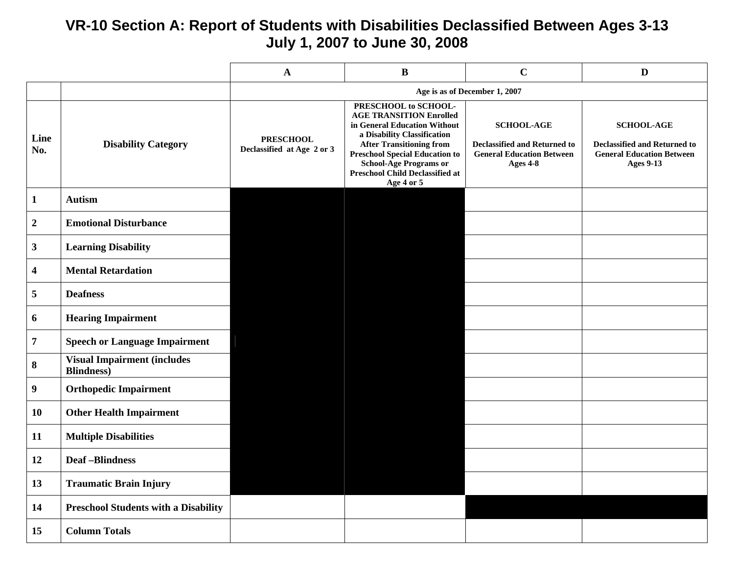# VR-10 Section A: Report of Students with Disabilities Declassified Between Ages 3-13
## July 1, 2007 to June 30, 2008

| | | A | B | C | D |
|---|---|---|---|---|---|
| | | Age is as of December 1, 2007 | | | |
| **Line No.** | **Disability Category** | **PRESCHOOL** Declassified at Age 2 or 3 | **PRESCHOOL to SCHOOL-AGE TRANSITION Enrolled in General Education Without a Disability Classification After Transitioning from Preschool Special Education to School-Age Programs or Preschool Child Declassified at Age 4 or 5** | **SCHOOL-AGE** Declassified and Returned to General Education Between Ages 4-8 | **SCHOOL-AGE** Declassified and Returned to General Education Between Ages 9-13 |
| 1 | Autism | | | | |
| 2 | Emotional Disturbance | | | | |
| 3 | Learning Disability | | | | |
| 4 | Mental Retardation | | | | |
| 5 | Deafness | | | | |
| 6 | Hearing Impairment | | | | |
| 7 | Speech or Language Impairment | | | | |
| 8 | Visual Impairment (includes Blindness) | | | | |
| 9 | Orthopedic Impairment | | | | |
| 10 | Other Health Impairment | | | | |
| 11 | Multiple Disabilities | | | | |
| 12 | Deaf –Blindness | | | | |
| 13 | Traumatic Brain Injury | | | | |
| 14 | Preschool Students with a Disability | | | | |
| 15 | Column Totals | | | | |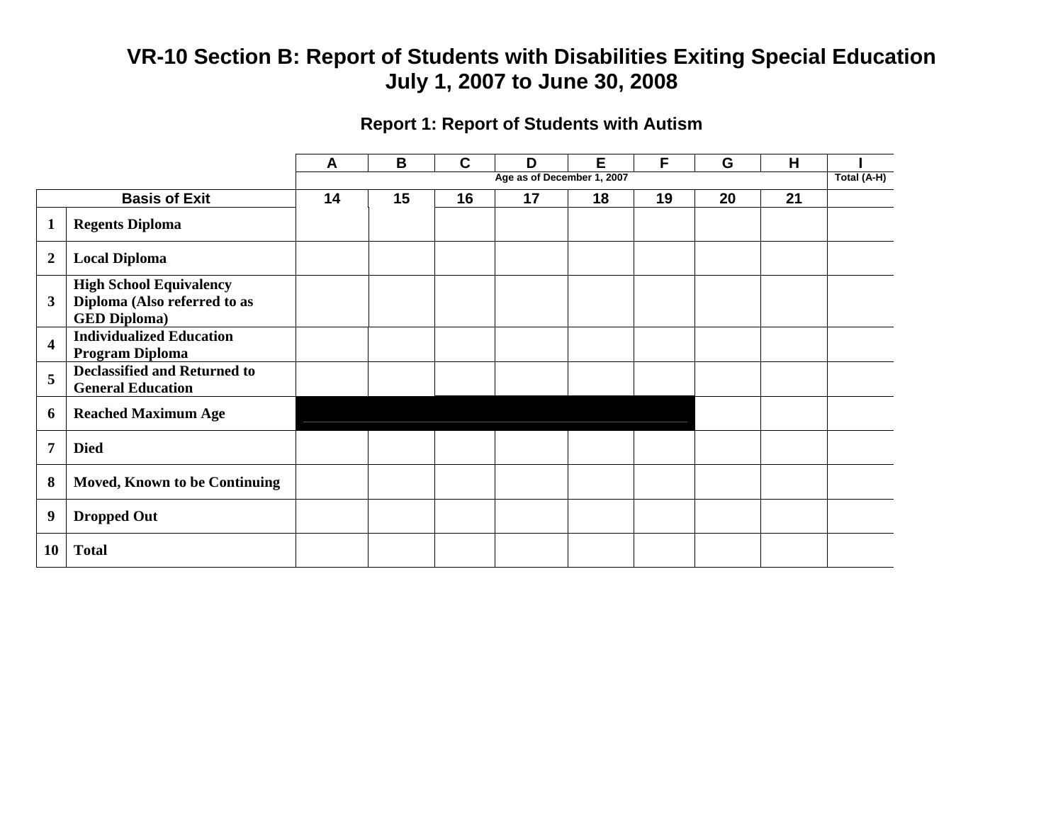# VR-10 Section B: Report of Students with Disabilities Exiting Special Education July 1, 2007 to June 30, 2008

## Report 1: Report of Students with Autism

| | | A | B | C | D | E | F | G | H | I |
|---|---|---|---|---|---|---|---|---|---|---|
| | | Age as of December 1, 2007 | | | | | | | | Total (A-H) |
| Basis of Exit | | 14 | 15 | 16 | 17 | 18 | 19 | 20 | 21 | |
| 1 | Regents Diploma | | | | | | | | | |
| 2 | Local Diploma | | | | | | | | | |
| 3 | High School Equivalency Diploma (Also referred to as GED Diploma) | | | | | | | | | |
| 4 | Individualized Education Program Diploma | | | | | | | | | |
| 5 | Declassified and Returned to General Education | | | | | | | | | |
| 6 | Reached Maximum Age | | | | | | | | | |
| 7 | Died | | | | | | | | | |
| 8 | Moved, Known to be Continuing | | | | | | | | | |
| 9 | Dropped Out | | | | | | | | | |
| 10 | Total | | | | | | | | | |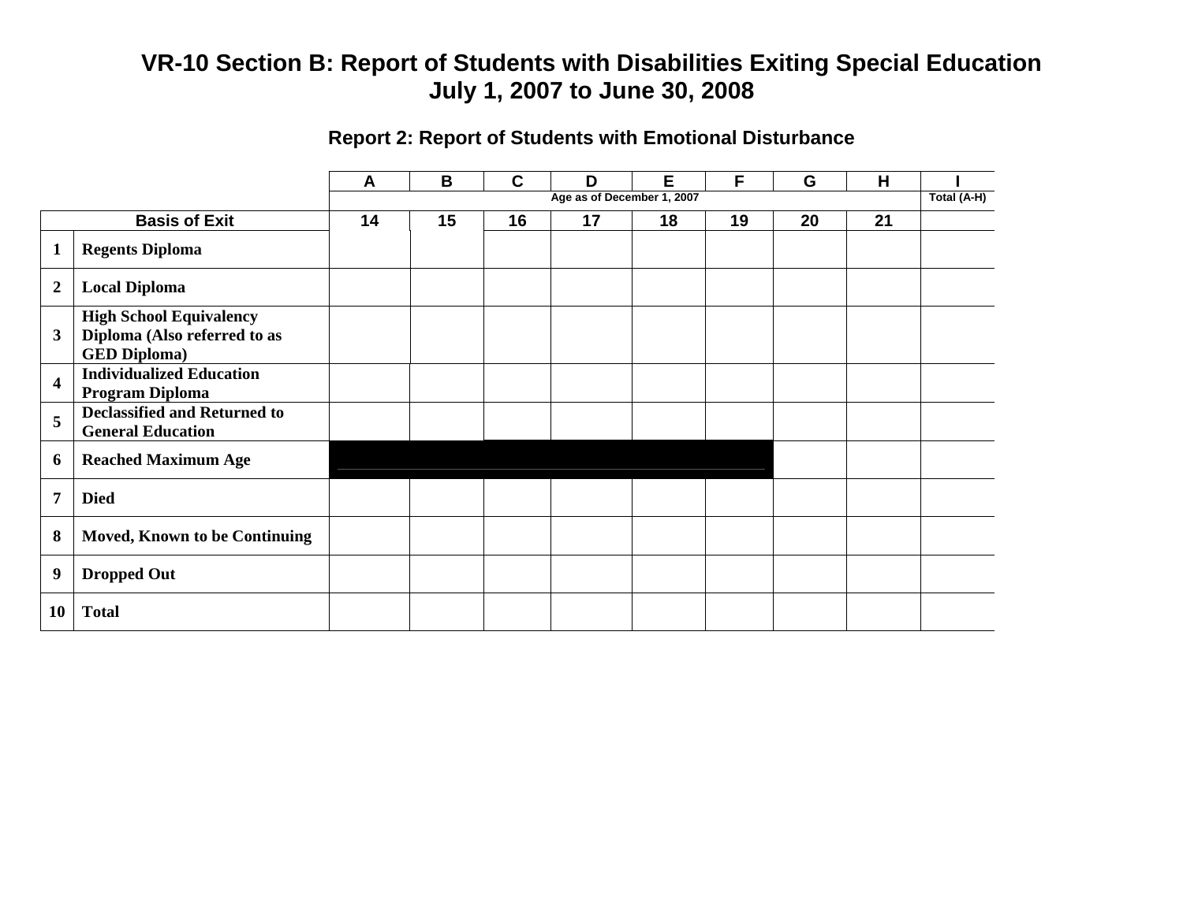# VR-10 Section B: Report of Students with Disabilities Exiting Special Education
# July 1, 2007 to June 30, 2008

## Report 2: Report of Students with Emotional Disturbance

| | | A | B | C | D | E | F | G | H | I |
|---|---|---|---|---|---|---|---|---|---|---|
| | | Age as of December 1, 2007 | | | | | | | | Total (A-H) |
| Basis of Exit | | 14 | 15 | 16 | 17 | 18 | 19 | 20 | 21 | |
| 1 | **Regents Diploma** | | | | | | | | | |
| 2 | **Local Diploma** | | | | | | | | | |
| 3 | **High School Equivalency Diploma (Also referred to as GED Diploma)** | | | | | | | | | |
| 4 | **Individualized Education Program Diploma** | | | | | | | | | |
| 5 | **Declassified and Returned to General Education** | | | | | | | | | |
| 6 | **Reached Maximum Age** | | | | | | | | | |
| 7 | **Died** | | | | | | | | | |
| 8 | **Moved, Known to be Continuing** | | | | | | | | | |
| 9 | **Dropped Out** | | | | | | | | | |
| 10 | **Total** | | | | | | | | | |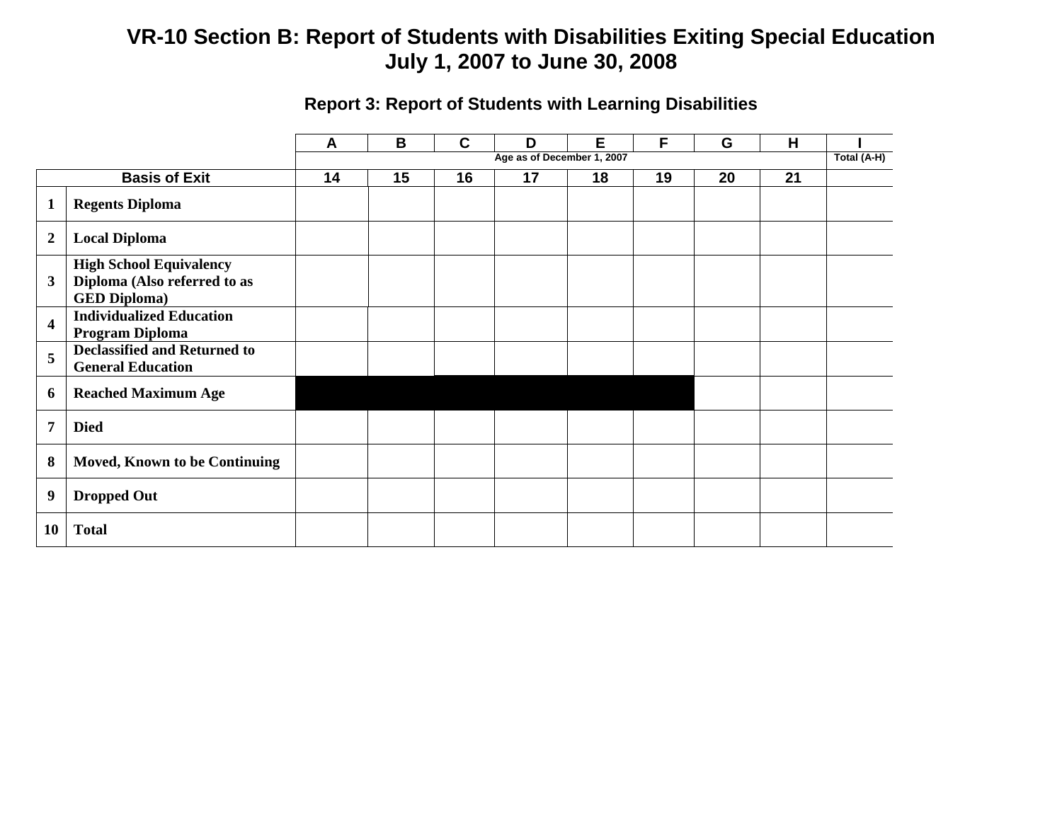# VR-10 Section B: Report of Students with Disabilities Exiting Special Education
# July 1, 2007 to June 30, 2008

### Report 3: Report of Students with Learning Disabilities

| | | A | B | C | D | E | F | G | H | I |
|---|---|---|---|---|---|---|---|---|---|---|
| | | Age as of December 1, 2007 | | | | | | | | Total (A-H) |
| Basis of Exit | | 14 | 15 | 16 | 17 | 18 | 19 | 20 | 21 | |
| 1 | **Regents Diploma** | | | | | | | | | |
| 2 | **Local Diploma** | | | | | | | | | |
| 3 | **High School Equivalency Diploma (Also referred to as GED Diploma)** | | | | | | | | | |
| 4 | **Individualized Education Program Diploma** | | | | | | | | | |
| 5 | **Declassified and Returned to General Education** | | | | | | | | | |
| 6 | **Reached Maximum Age** | | | | | | | | | |
| 7 | **Died** | | | | | | | | | |
| 8 | **Moved, Known to be Continuing** | | | | | | | | | |
| 9 | **Dropped Out** | | | | | | | | | |
| 10 | **Total** | | | | | | | | | |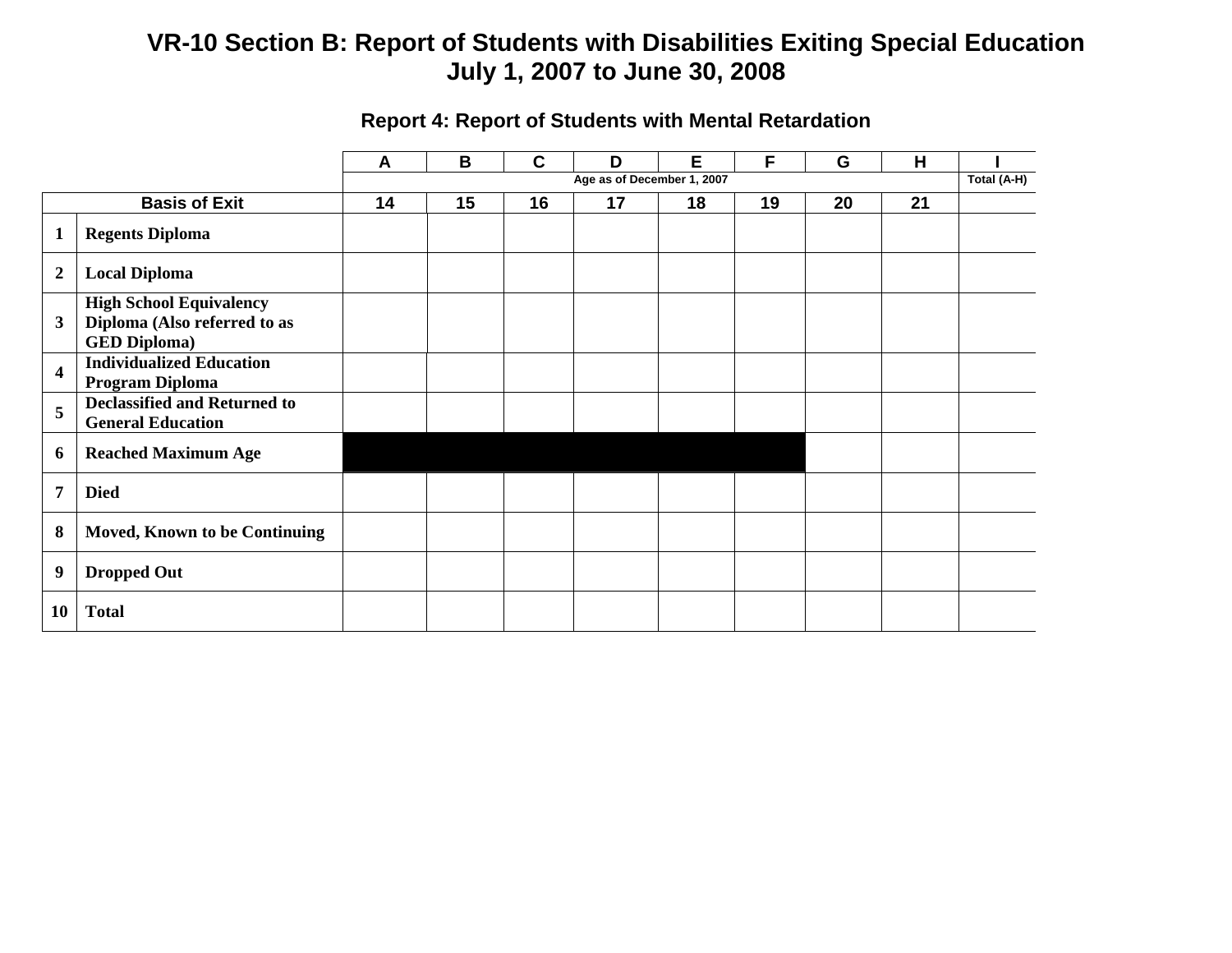# VR-10 Section B: Report of Students with Disabilities Exiting Special Education
# July 1, 2007 to June 30, 2008

## Report 4: Report of Students with Mental Retardation

| | | A | B | C | D | E | F | G | H | I |
|---|---|---|---|---|---|---|---|---|---|---|
| | | Age as of December 1, 2007 | | | | | | | | Total (A-H) |
| Basis of Exit | | 14 | 15 | 16 | 17 | 18 | 19 | 20 | 21 | |
| 1 | **Regents Diploma** | | | | | | | | | |
| 2 | **Local Diploma** | | | | | | | | | |
| 3 | **High School Equivalency Diploma (Also referred to as GED Diploma)** | | | | | | | | | |
| 4 | **Individualized Education Program Diploma** | | | | | | | | | |
| 5 | **Declassified and Returned to General Education** | | | | | | | | | |
| 6 | **Reached Maximum Age** | | | | | | | | | |
| 7 | **Died** | | | | | | | | | |
| 8 | **Moved, Known to be Continuing** | | | | | | | | | |
| 9 | **Dropped Out** | | | | | | | | | |
| 10 | **Total** | | | | | | | | | |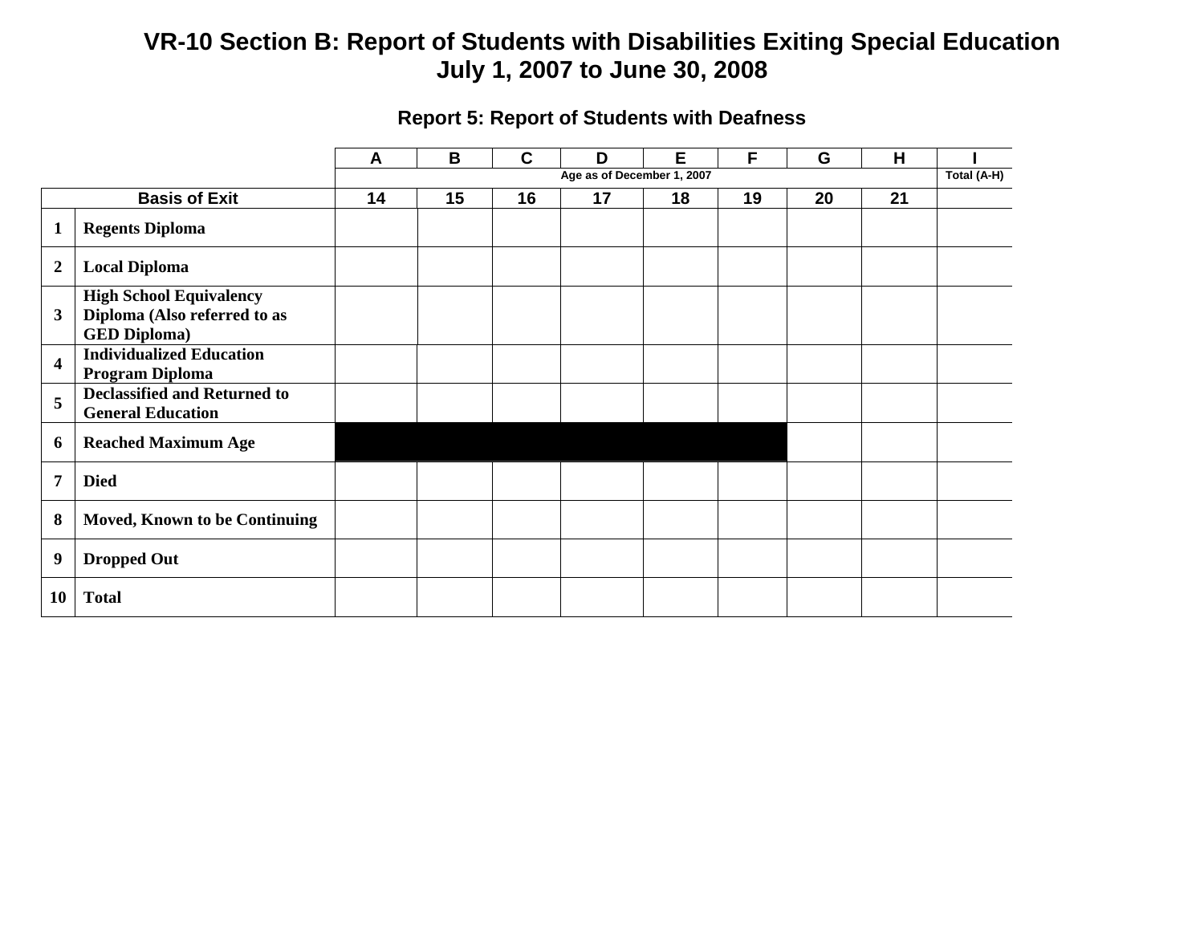# VR-10 Section B: Report of Students with Disabilities Exiting Special Education
## July 1, 2007 to June 30, 2008

### Report 5: Report of Students with Deafness

| | | A | B | C | D | E | F | G | H | I |
|---|---|---|---|---|---|---|---|---|---|---|
| | | Age as of December 1, 2007 | | | | | | | | Total (A-H) |
| Basis of Exit | | 14 | 15 | 16 | 17 | 18 | 19 | 20 | 21 | |
| 1 | **Regents Diploma** | | | | | | | | | |
| 2 | **Local Diploma** | | | | | | | | | |
| 3 | **High School Equivalency Diploma (Also referred to as GED Diploma)** | | | | | | | | | |
| 4 | **Individualized Education Program Diploma** | | | | | | | | | |
| 5 | **Declassified and Returned to General Education** | | | | | | | | | |
| 6 | **Reached Maximum Age** | | | | | | | | | |
| 7 | **Died** | | | | | | | | | |
| 8 | **Moved, Known to be Continuing** | | | | | | | | | |
| 9 | **Dropped Out** | | | | | | | | | |
| 10 | **Total** | | | | | | | | | |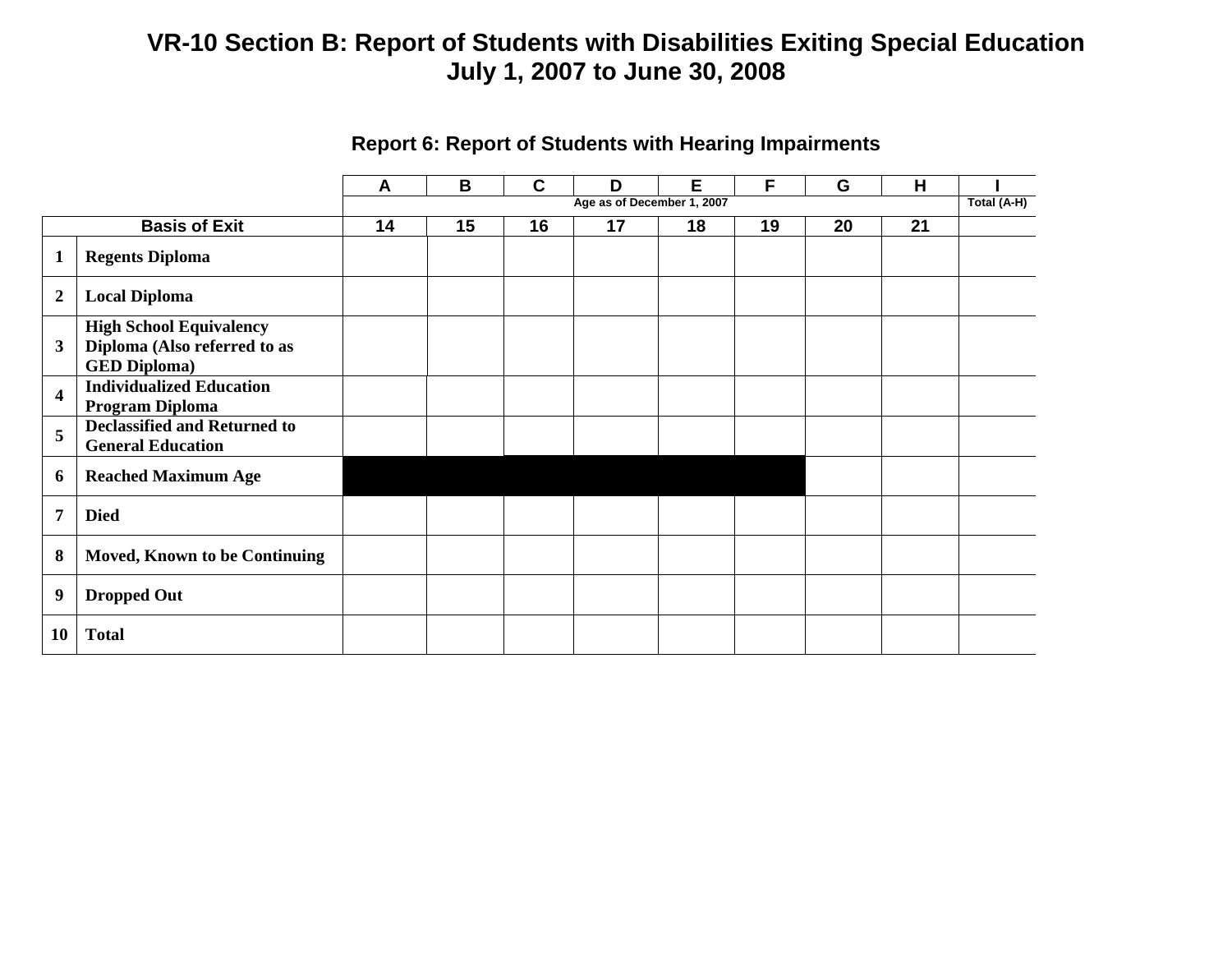# VR-10 Section B: Report of Students with Disabilities Exiting Special Education
## July 1, 2007 to June 30, 2008

### Report 6: Report of Students with Hearing Impairments

| | | A | B | C | D | E | F | G | H | I |
|---|---|---|---|---|---|---|---|---|---|---|
| | | Age as of December 1, 2007 | | | | | | | | Total (A-H) |
| Basis of Exit | | 14 | 15 | 16 | 17 | 18 | 19 | 20 | 21 | |
| 1 | **Regents Diploma** | | | | | | | | | |
| 2 | **Local Diploma** | | | | | | | | | |
| 3 | **High School Equivalency Diploma (Also referred to as GED Diploma)** | | | | | | | | | |
| 4 | **Individualized Education Program Diploma** | | | | | | | | | |
| 5 | **Declassified and Returned to General Education** | | | | | | | | | |
| 6 | **Reached Maximum Age** | | | | | | | | | |
| 7 | **Died** | | | | | | | | | |
| 8 | **Moved, Known to be Continuing** | | | | | | | | | |
| 9 | **Dropped Out** | | | | | | | | | |
| 10 | **Total** | | | | | | | | | |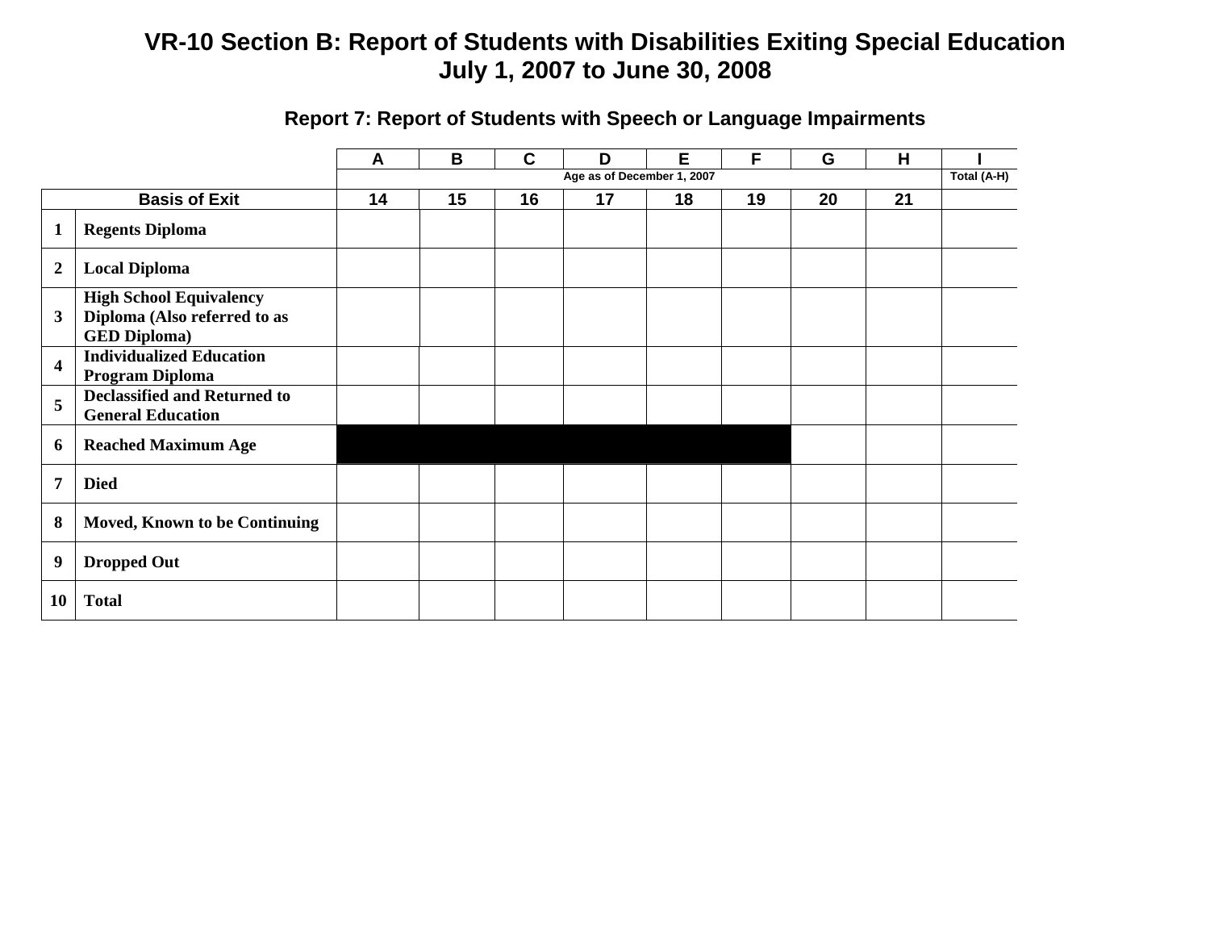# VR-10 Section B: Report of Students with Disabilities Exiting Special Education
# July 1, 2007 to June 30, 2008

## Report 7: Report of Students with Speech or Language Impairments

| | | A | B | C | D | E | F | G | H | I |
|---|---|---|---|---|---|---|---|---|---|---|
| | | Age as of December 1, 2007 | | | | | | | | Total (A-H) |
| Basis of Exit | | 14 | 15 | 16 | 17 | 18 | 19 | 20 | 21 | |
| 1 | **Regents Diploma** | | | | | | | | | |
| 2 | **Local Diploma** | | | | | | | | | |
| 3 | **High School Equivalency Diploma (Also referred to as GED Diploma)** | | | | | | | | | |
| 4 | **Individualized Education Program Diploma** | | | | | | | | | |
| 5 | **Declassified and Returned to General Education** | | | | | | | | | |
| 6 | **Reached Maximum Age** | | | | | | | | | |
| 7 | **Died** | | | | | | | | | |
| 8 | **Moved, Known to be Continuing** | | | | | | | | | |
| 9 | **Dropped Out** | | | | | | | | | |
| 10 | **Total** | | | | | | | | | |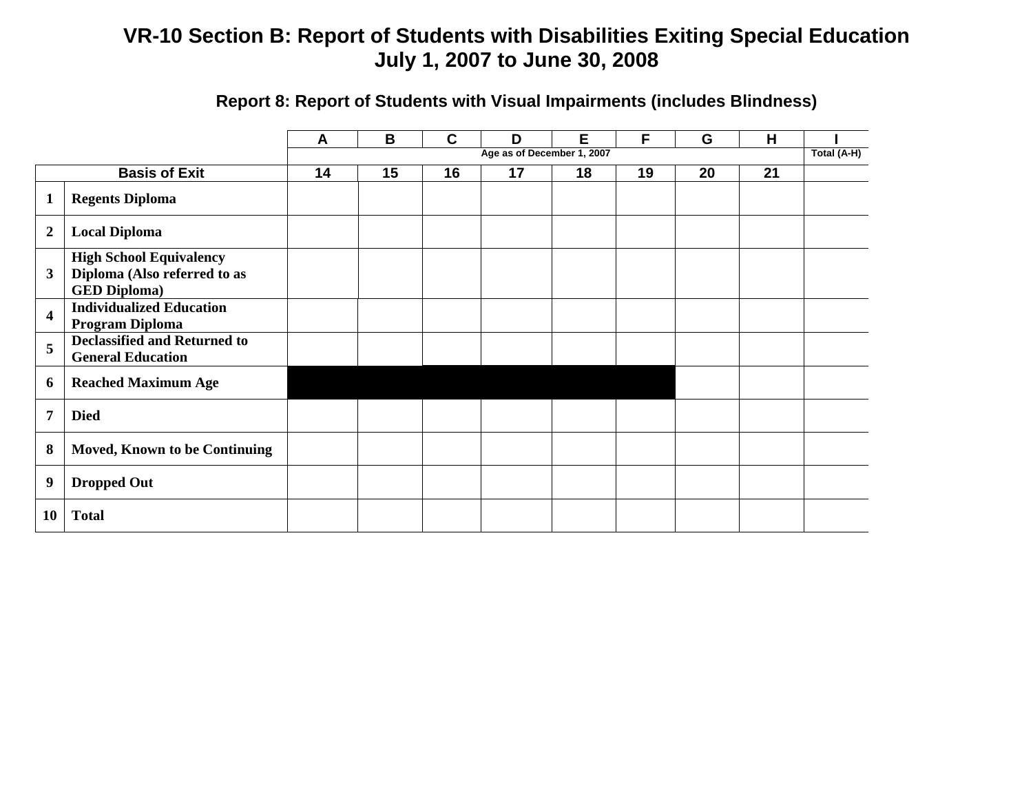# VR-10 Section B: Report of Students with Disabilities Exiting Special Education
## July 1, 2007 to June 30, 2008

### Report 8: Report of Students with Visual Impairments (includes Blindness)

| | | A | B | C | D | E | F | G | H | I |
|---|---|---|---|---|---|---|---|---|---|---|
| | | Age as of December 1, 2007 | | | | | | | | Total (A-H) |
| **Basis of Exit** | | 14 | 15 | 16 | 17 | 18 | 19 | 20 | 21 | |
| **1** | **Regents Diploma** | | | | | | | | | |
| **2** | **Local Diploma** | | | | | | | | | |
| **3** | **High School Equivalency Diploma (Also referred to as GED Diploma)** | | | | | | | | | |
| **4** | **Individualized Education Program Diploma** | | | | | | | | | |
| **5** | **Declassified and Returned to General Education** | | | | | | | | | |
| **6** | **Reached Maximum Age** | | | | | | | | | |
| **7** | **Died** | | | | | | | | | |
| **8** | **Moved, Known to be Continuing** | | | | | | | | | |
| **9** | **Dropped Out** | | | | | | | | | |
| **10** | **Total** | | | | | | | | | |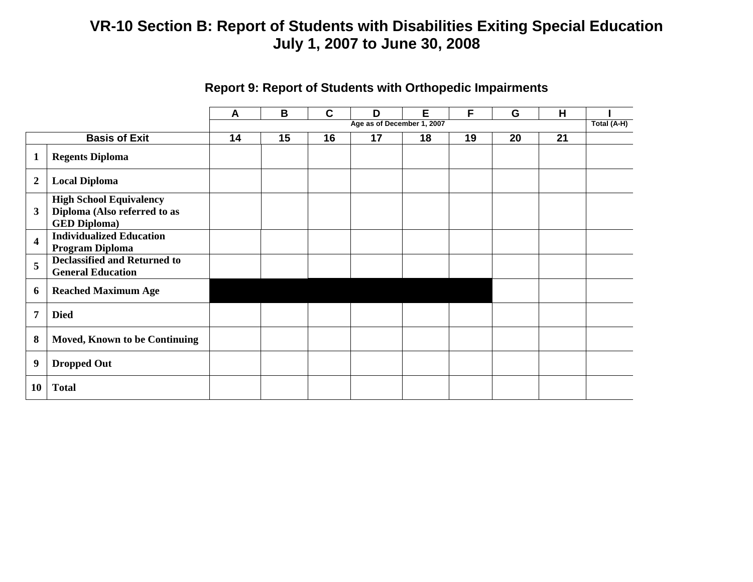# VR-10 Section B: Report of Students with Disabilities Exiting Special Education
## July 1, 2007 to June 30, 2008

### Report 9: Report of Students with Orthopedic Impairments

| | | A | B | C | D | E | F | G | H | I |
|---|---|---|---|---|---|---|---|---|---|---|
| | | Age as of December 1, 2007 | | | | | | | | Total (A-H) |
| Basis of Exit | | 14 | 15 | 16 | 17 | 18 | 19 | 20 | 21 | |
| 1 | Regents Diploma | | | | | | | | | |
| 2 | Local Diploma | | | | | | | | | |
| 3 | High School Equivalency Diploma (Also referred to as GED Diploma) | | | | | | | | | |
| 4 | Individualized Education Program Diploma | | | | | | | | | |
| 5 | Declassified and Returned to General Education | | | | | | | | | |
| 6 | Reached Maximum Age | | | | | | | | | |
| 7 | Died | | | | | | | | | |
| 8 | Moved, Known to be Continuing | | | | | | | | | |
| 9 | Dropped Out | | | | | | | | | |
| 10 | Total | | | | | | | | | |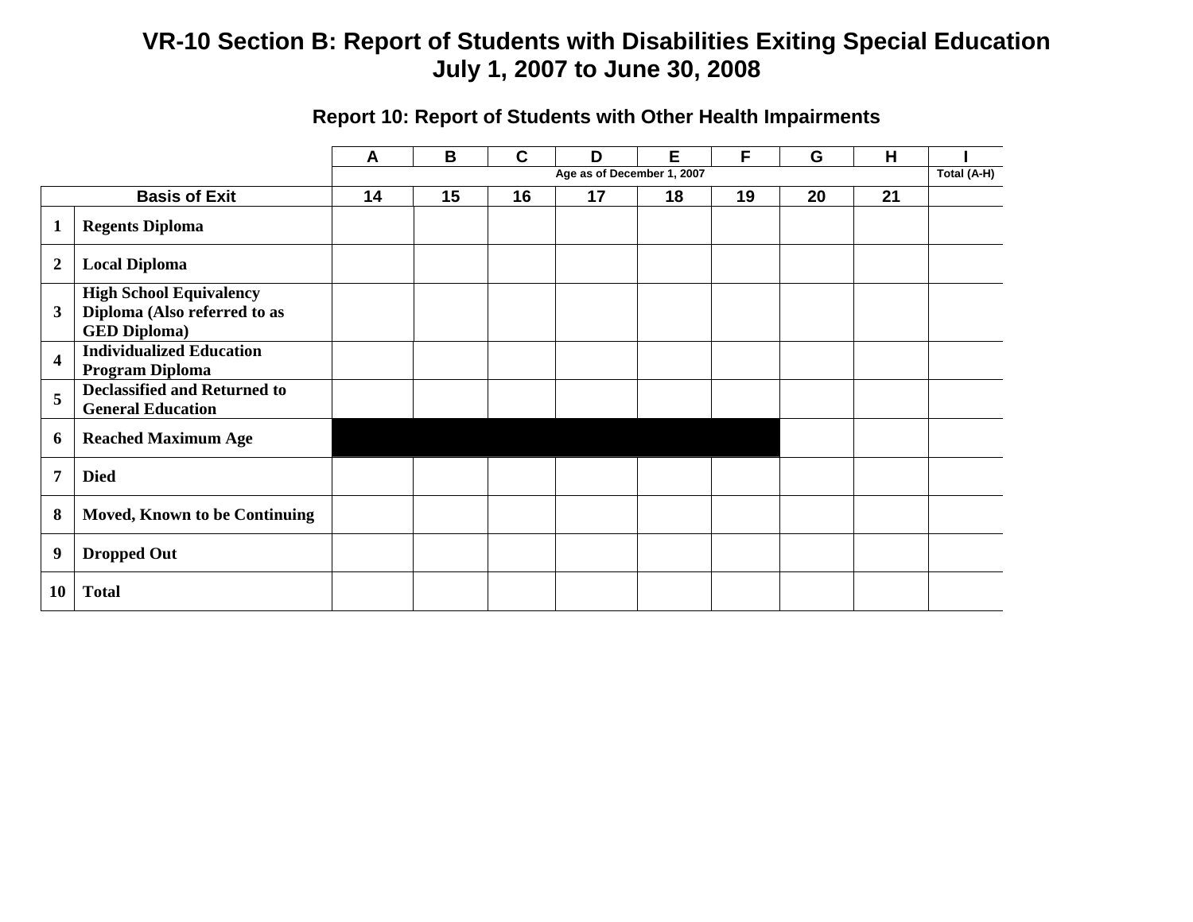# VR-10 Section B: Report of Students with Disabilities Exiting Special Education
## July 1, 2007 to June 30, 2008

### Report 10: Report of Students with Other Health Impairments

| | | A | B | C | D | E | F | G | H | I |
|---|---|---|---|---|---|---|---|---|---|---|
| | | Age as of December 1, 2007 | | | | | | | | Total (A-H) |
| Basis of Exit | | 14 | 15 | 16 | 17 | 18 | 19 | 20 | 21 | |
| 1 | Regents Diploma | | | | | | | | | |
| 2 | Local Diploma | | | | | | | | | |
| 3 | High School Equivalency Diploma (Also referred to as GED Diploma) | | | | | | | | | |
| 4 | Individualized Education Program Diploma | | | | | | | | | |
| 5 | Declassified and Returned to General Education | | | | | | | | | |
| 6 | Reached Maximum Age | | | | | | | | | |
| 7 | Died | | | | | | | | | |
| 8 | Moved, Known to be Continuing | | | | | | | | | |
| 9 | Dropped Out | | | | | | | | | |
| 10 | Total | | | | | | | | | |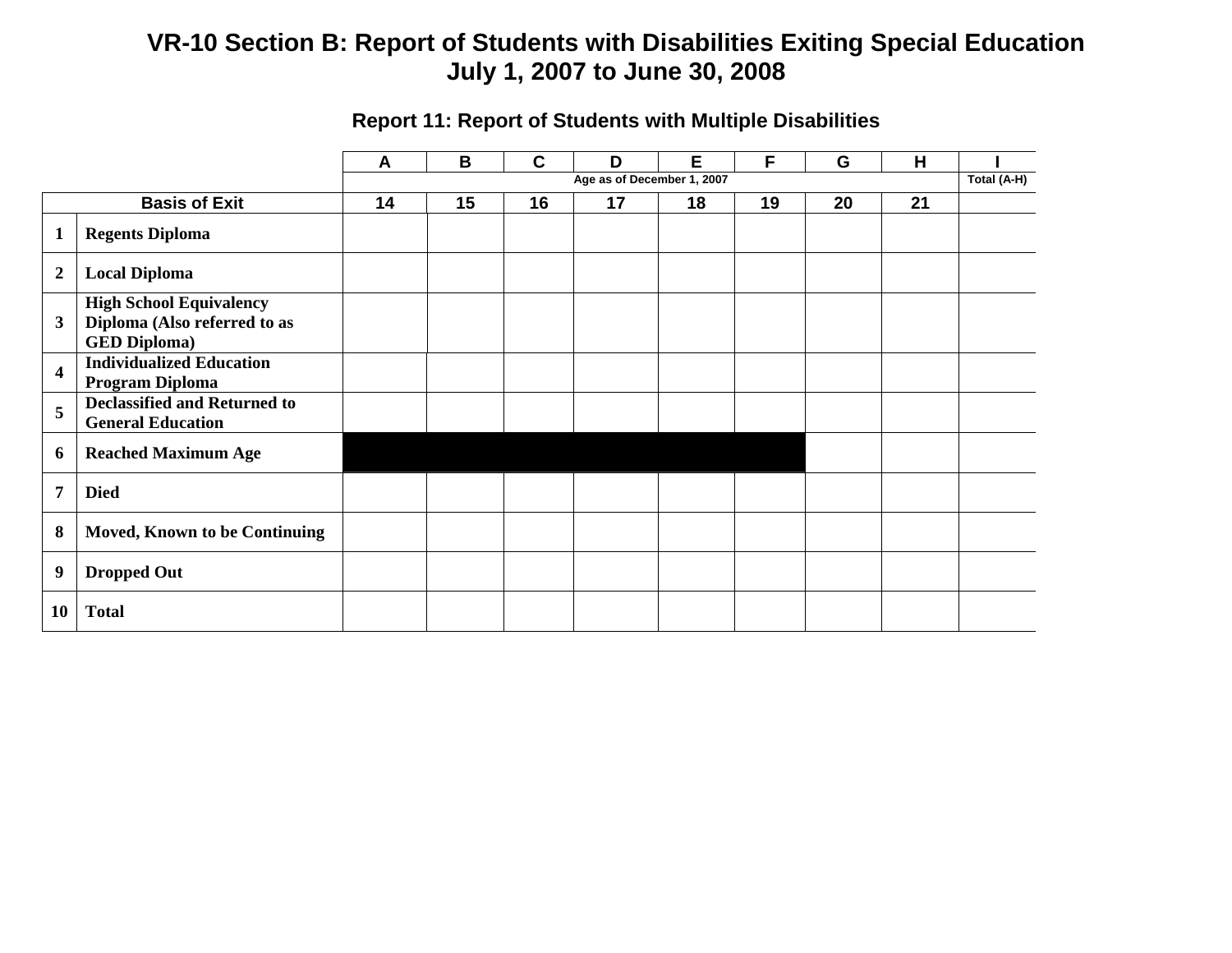# VR-10 Section B: Report of Students with Disabilities Exiting Special Education
## July 1, 2007 to June 30, 2008

### Report 11: Report of Students with Multiple Disabilities

| | | A | B | C | D | E | F | G | H | I |
|---|---|---|---|---|---|---|---|---|---|---|
| | | Age as of December 1, 2007 | | | | | | | | Total (A-H) |
| Basis of Exit | | 14 | 15 | 16 | 17 | 18 | 19 | 20 | 21 | |
| 1 | **Regents Diploma** | | | | | | | | | |
| 2 | **Local Diploma** | | | | | | | | | |
| 3 | **High School Equivalency Diploma (Also referred to as GED Diploma)** | | | | | | | | | |
| 4 | **Individualized Education Program Diploma** | | | | | | | | | |
| 5 | **Declassified and Returned to General Education** | | | | | | | | | |
| 6 | **Reached Maximum Age** | | | | | | | | | |
| 7 | **Died** | | | | | | | | | |
| 8 | **Moved, Known to be Continuing** | | | | | | | | | |
| 9 | **Dropped Out** | | | | | | | | | |
| 10 | **Total** | | | | | | | | | |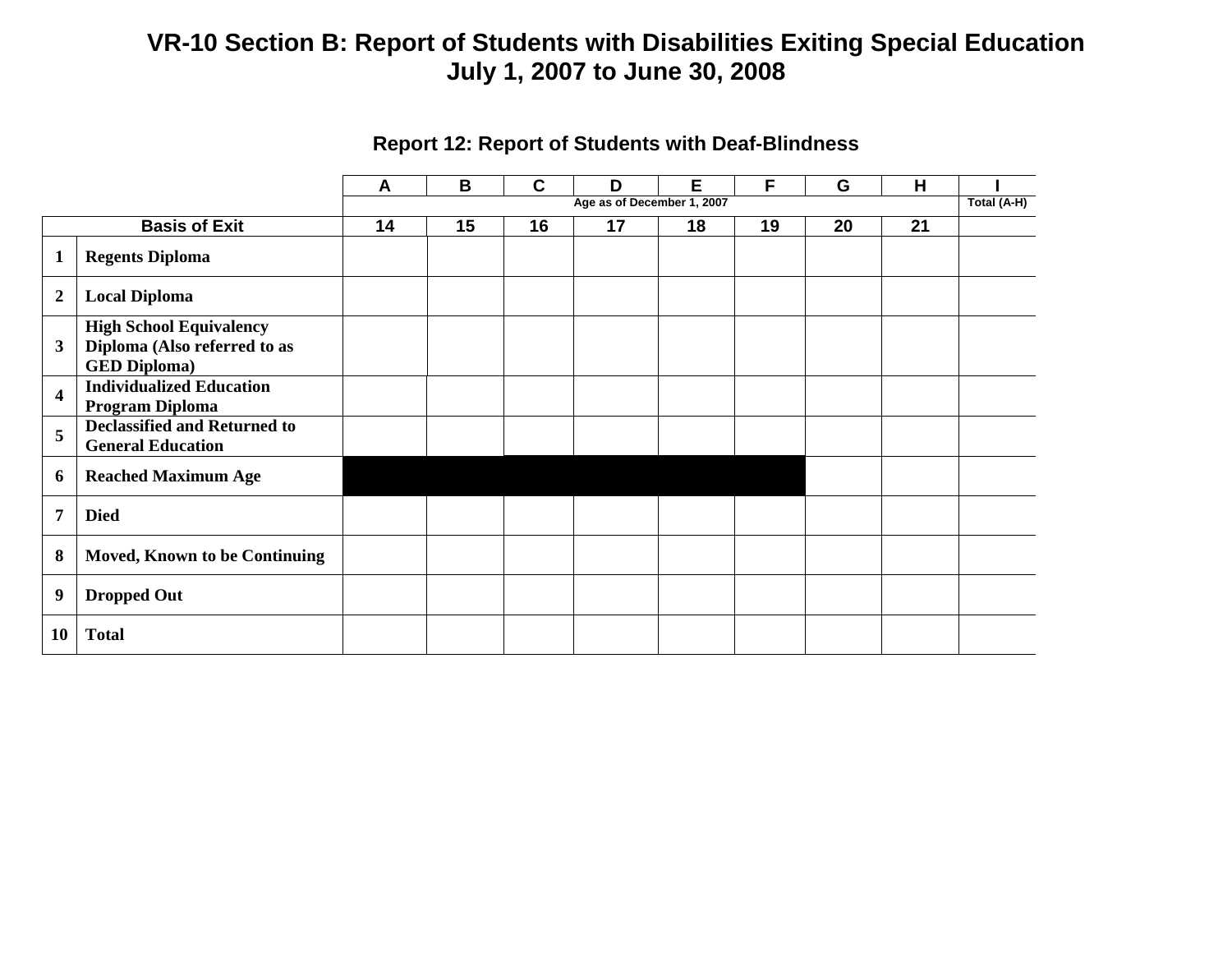# VR-10 Section B: Report of Students with Disabilities Exiting Special Education
## July 1, 2007 to June 30, 2008

### Report 12: Report of Students with Deaf-Blindness

| | | A | B | C | D | E | F | G | H | I |
|---|---|---|---|---|---|---|---|---|---|---|
| | | Age as of December 1, 2007 | | | | | | | | Total (A-H) |
| Basis of Exit | | 14 | 15 | 16 | 17 | 18 | 19 | 20 | 21 | |
| 1 | Regents Diploma | | | | | | | | | |
| 2 | Local Diploma | | | | | | | | | |
| 3 | High School Equivalency Diploma (Also referred to as GED Diploma) | | | | | | | | | |
| 4 | Individualized Education Program Diploma | | | | | | | | | |
| 5 | Declassified and Returned to General Education | | | | | | | | | |
| 6 | Reached Maximum Age | | | | | | | | | |
| 7 | Died | | | | | | | | | |
| 8 | Moved, Known to be Continuing | | | | | | | | | |
| 9 | Dropped Out | | | | | | | | | |
| 10 | Total | | | | | | | | | |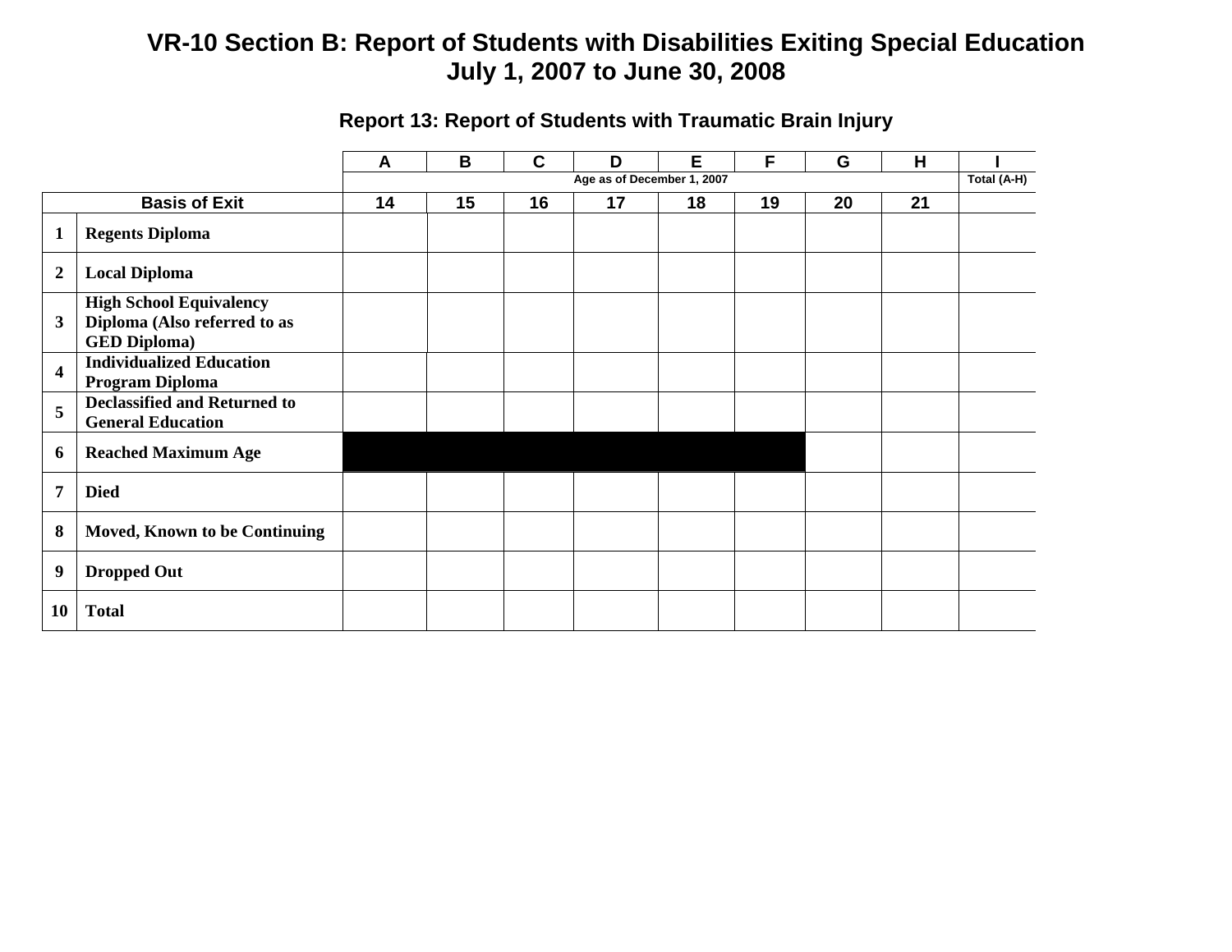# VR-10 Section B: Report of Students with Disabilities Exiting Special Education
## July 1, 2007 to June 30, 2008

### Report 13: Report of Students with Traumatic Brain Injury

| | | A | B | C | D | E | F | G | H | I |
|---|---|---|---|---|---|---|---|---|---|---|
| | | Age as of December 1, 2007 | | | | | | | | Total (A-H) |
| Basis of Exit | | 14 | 15 | 16 | 17 | 18 | 19 | 20 | 21 | |
| 1 | **Regents Diploma** | | | | | | | | | |
| 2 | **Local Diploma** | | | | | | | | | |
| 3 | **High School Equivalency Diploma (Also referred to as GED Diploma)** | | | | | | | | | |
| 4 | **Individualized Education Program Diploma** | | | | | | | | | |
| 5 | **Declassified and Returned to General Education** | | | | | | | | | |
| 6 | **Reached Maximum Age** | | | | | | | | | |
| 7 | **Died** | | | | | | | | | |
| 8 | **Moved, Known to be Continuing** | | | | | | | | | |
| 9 | **Dropped Out** | | | | | | | | | |
| 10 | **Total** | | | | | | | | | |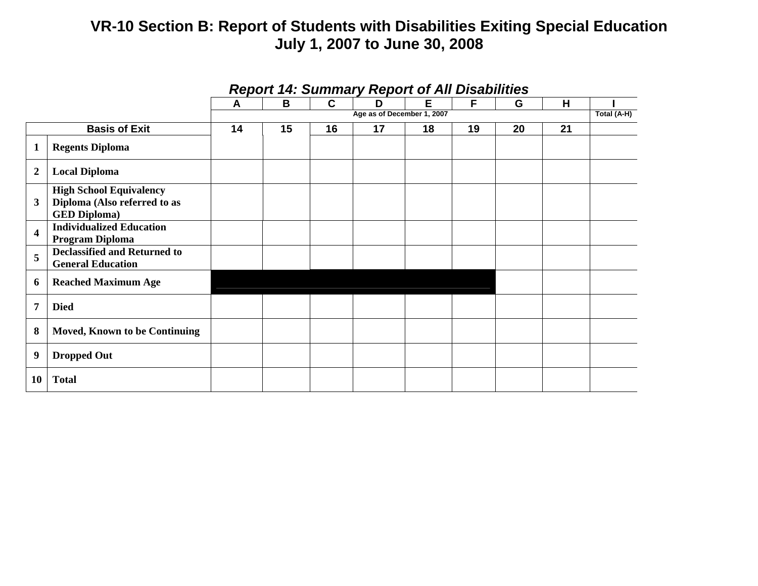# VR-10 Section B: Report of Students with Disabilities Exiting Special Education
## July 1, 2007 to June 30, 2008

### *Report 14: Summary Report of All Disabilities*

| | | A | B | C | D | E | F | G | H | I |
|---|---|---|---|---|---|---|---|---|---|---|
| | | Age as of December 1, 2007 | | | | | | | | Total (A-H) |
| **Basis of Exit** | | 14 | 15 | 16 | 17 | 18 | 19 | 20 | 21 | |
| **1** | **Regents Diploma** | | | | | | | | | |
| **2** | **Local Diploma** | | | | | | | | | |
| **3** | **High School Equivalency Diploma (Also referred to as GED Diploma)** | | | | | | | | | |
| **4** | **Individualized Education Program Diploma** | | | | | | | | | |
| **5** | **Declassified and Returned to General Education** | | | | | | | | | |
| **6** | **Reached Maximum Age** | | | | | | | | | |
| **7** | **Died** | | | | | | | | | |
| **8** | **Moved, Known to be Continuing** | | | | | | | | | |
| **9** | **Dropped Out** | | | | | | | | | |
| **10** | **Total** | | | | | | | | | |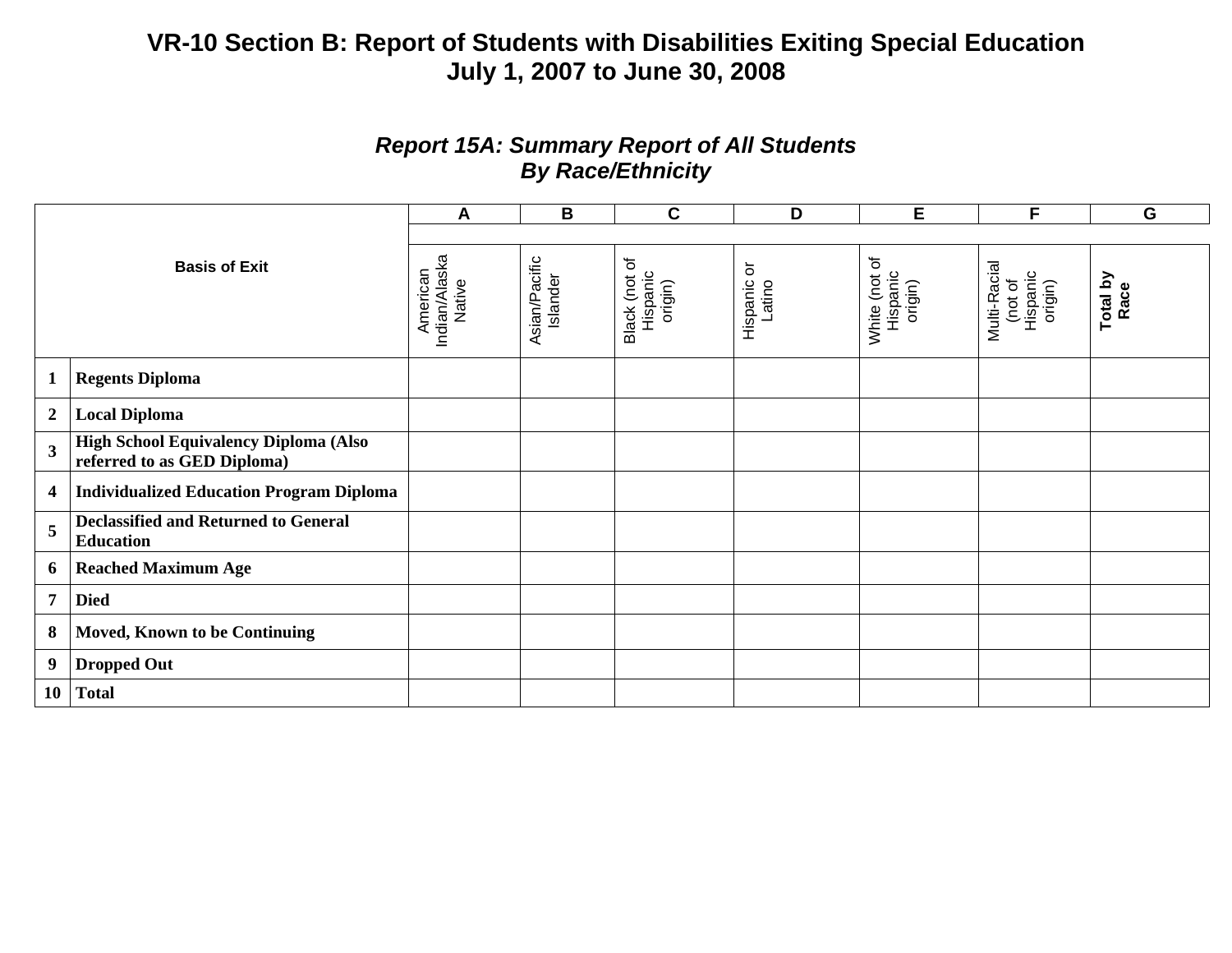# VR-10 Section B: Report of Students with Disabilities Exiting Special Education
## July 1, 2007 to June 30, 2008

### *Report 15A: Summary Report of All Students By Race/Ethnicity*

| Basis of Exit | | A | B | C | D | E | F | G |
|---|---|---|---|---|---|---|---|---|
| | | American Indian/Alaska Native | Asian/Pacific Islander | Black (not of Hispanic origin) | Hispanic or Latino | White (not of Hispanic origin) | Multi-Racial (not of Hispanic origin) | **Total by Race** |
| **1** | **Regents Diploma** | | | | | | | |
| **2** | **Local Diploma** | | | | | | | |
| **3** | **High School Equivalency Diploma (Also referred to as GED Diploma)** | | | | | | | |
| **4** | **Individualized Education Program Diploma** | | | | | | | |
| **5** | **Declassified and Returned to General Education** | | | | | | | |
| **6** | **Reached Maximum Age** | | | | | | | |
| **7** | **Died** | | | | | | | |
| **8** | **Moved, Known to be Continuing** | | | | | | | |
| **9** | **Dropped Out** | | | | | | | |
| **10** | **Total** | | | | | | | |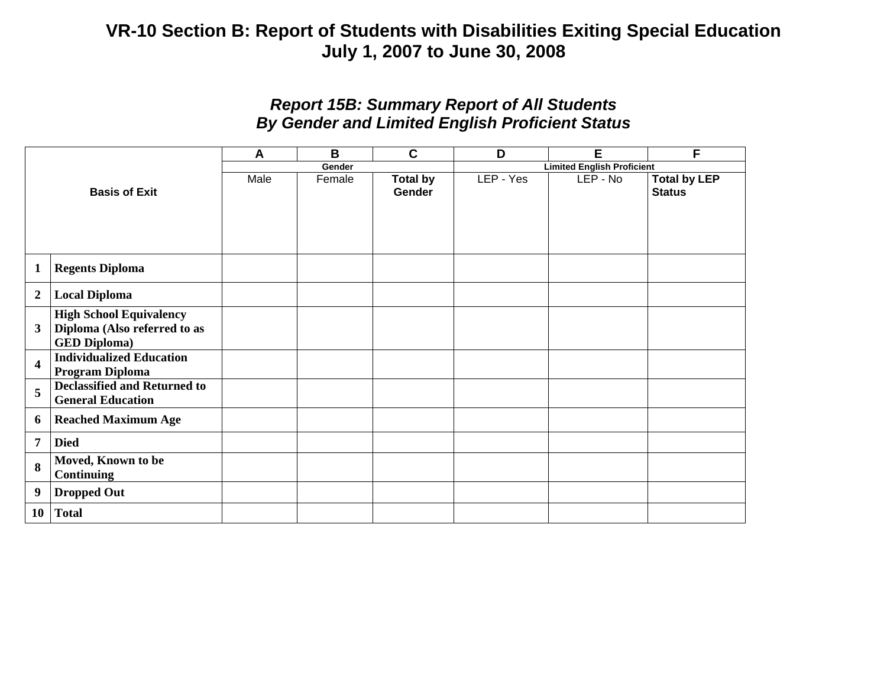# VR-10 Section B: Report of Students with Disabilities Exiting Special Education
# July 1, 2007 to June 30, 2008

## *Report 15B: Summary Report of All Students*
## *By Gender and Limited English Proficient Status*

| Basis of Exit | | A | B | C | D | E | F |
|---|---|---|---|---|---|---|---|
| | | Gender | | | Limited English Proficient | | |
| | | Male | Female | **Total by Gender** | LEP - Yes | LEP - No | **Total by LEP Status** |
| **1** | **Regents Diploma** | | | | | | |
| **2** | **Local Diploma** | | | | | | |
| **3** | **High School Equivalency Diploma (Also referred to as GED Diploma)** | | | | | | |
| **4** | **Individualized Education Program Diploma** | | | | | | |
| **5** | **Declassified and Returned to General Education** | | | | | | |
| **6** | **Reached Maximum Age** | | | | | | |
| **7** | **Died** | | | | | | |
| **8** | **Moved, Known to be Continuing** | | | | | | |
| **9** | **Dropped Out** | | | | | | |
| **10** | **Total** | | | | | | |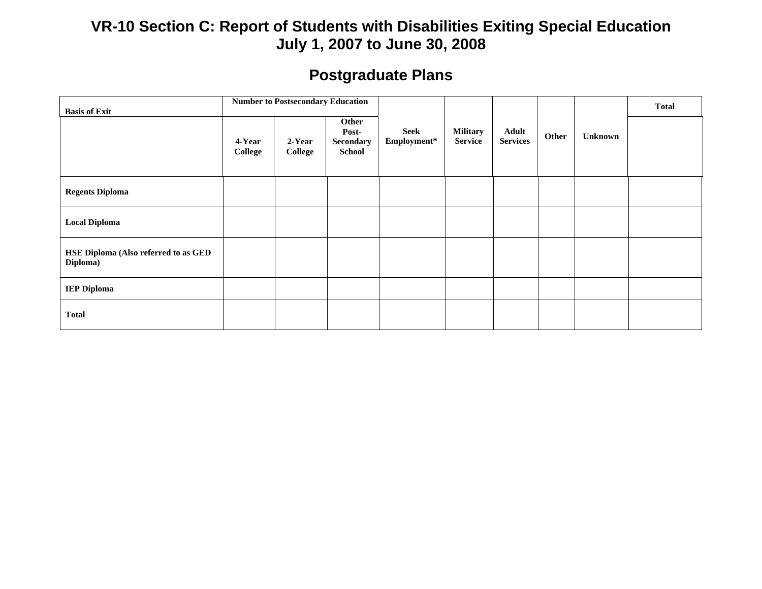# VR-10 Section C: Report of Students with Disabilities Exiting Special Education
# July 1, 2007 to June 30, 2008

## Postgraduate Plans

| Basis of Exit | Number to Postsecondary Education | | | Seek Employment* | Military Service | Adult Services | Other | Unknown | Total |
|---|---|---|---|---|---|---|---|---|---|
| | 4-Year College | 2-Year College | Other Post-Secondary School | | | | | | |
| **Regents Diploma** | | | | | | | | | |
| **Local Diploma** | | | | | | | | | |
| **HSE Diploma (Also referred to as GED Diploma)** | | | | | | | | | |
| **IEP Diploma** | | | | | | | | | |
| **Total** | | | | | | | | | |